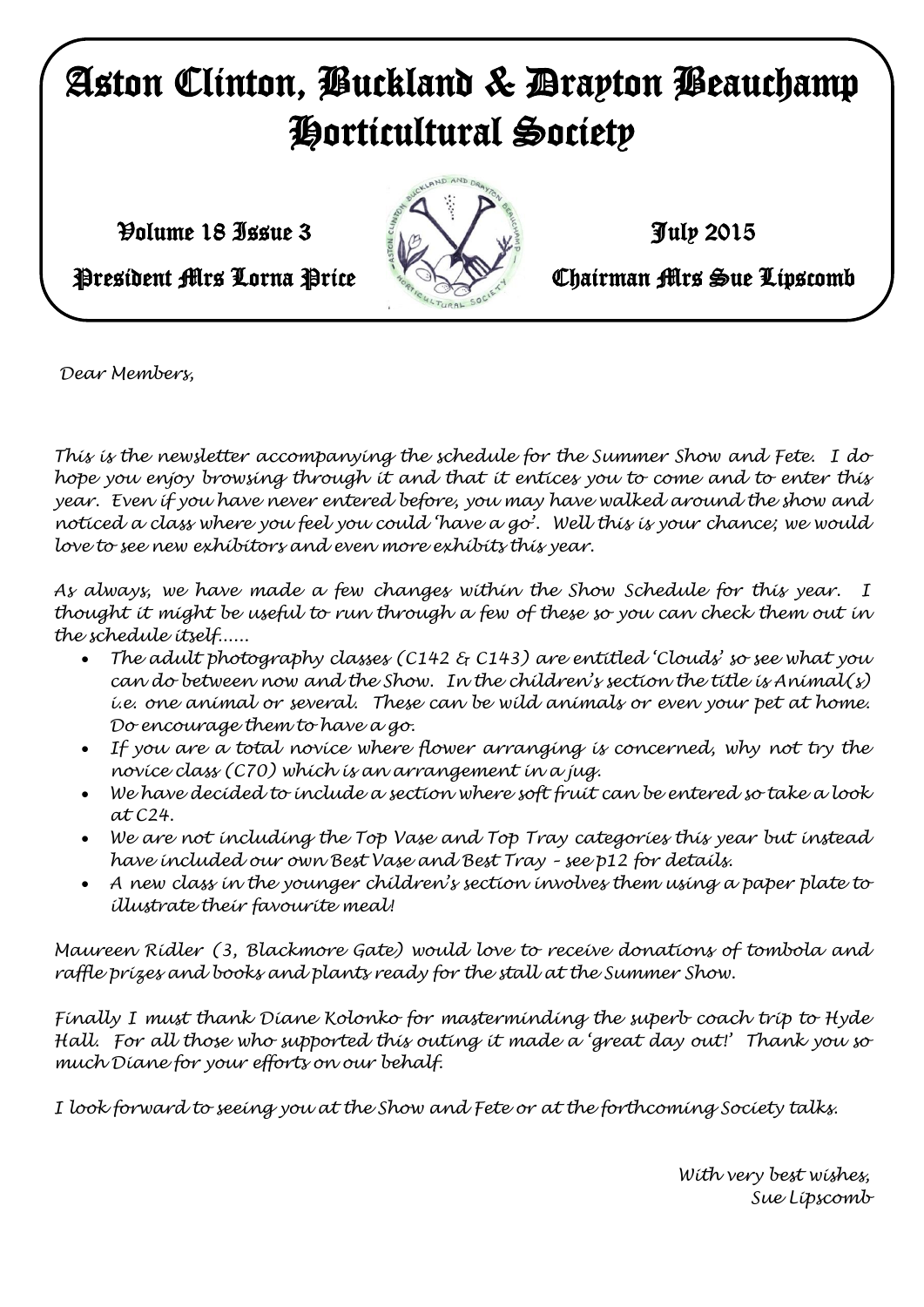# Aston Clinton, Buckland & Drayton Beauchamp Horticultural Society

**Volume 18 Issue 3** | **July 2015**

**President Mrs Lorna Price** | **Chairman Mrs Sue Lipscomb**

*Dear Members,*

*This is the newsletter accompanying the schedule for the Summer Show and Fete. I do hope you enjoy browsing through it and that it entices you to come and to enter this year. Even if you have never entered before, you may have walked around the show and noticed a class where you feel you could 'have a go'. Well this is your chance; we would love to see new exhibitors and even more exhibits this year.*

*As always, we have made a few changes within the Show Schedule for this year. I thought it might be useful to run through a few of these so you can check them out in the schedule itself……*

- *The adult photography classes (C142 & C143) are entitled 'Clouds' so see what you can do between now and the Show. In the children's section the title is Animal(s) i.e. one animal or several. These can be wild animals or even your pet at home. Do encourage them to have a go.*
- *If you are a total novice where flower arranging is concerned, why not try the novice class (C70) which is an arrangement in a jug.*
- *We have decided to include a section where soft fruit can be entered so take a look at C24.*
- *We are not including the Top Vase and Top Tray categories this year but instead have included our own Best Vase and Best Tray – see p12 for details.*
- *A new class in the younger children's section involves them using a paper plate to illustrate their favourite meal!*

*Maureen Ridler (3, Blackmore Gate) would love to receive donations of tombola and raffle prizes and books and plants ready for the stall at the Summer Show.*

*Finally I must thank Diane Kolonko for masterminding the superb coach trip to Hyde Hall. For all those who supported this outing it made a 'great day out!' Thank you so much Diane for your efforts on our behalf.*

*I look forward to seeing you at the Show and Fete or at the forthcoming Society talks.*

*With very best wishes,*
*Sue Lipscomb*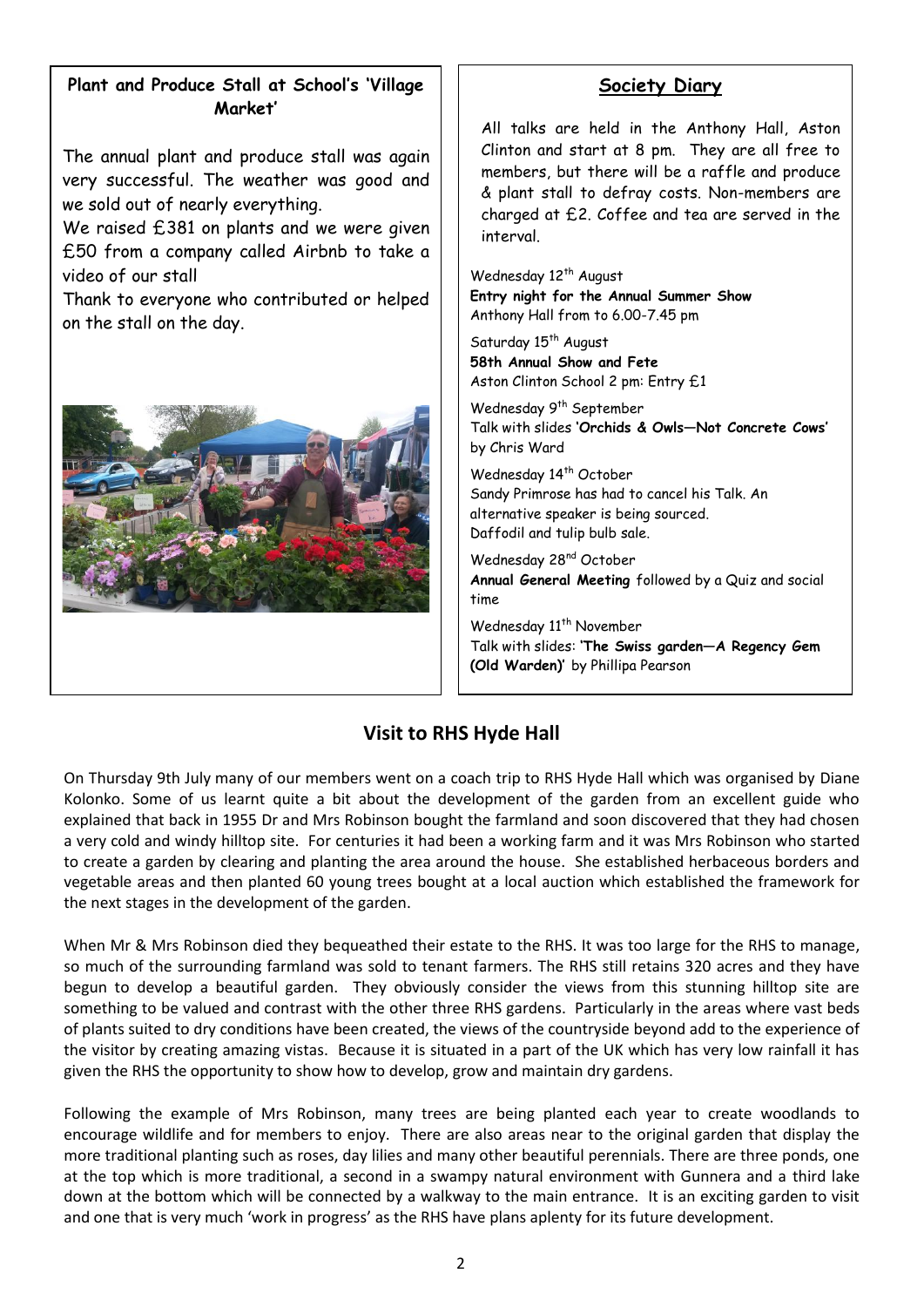### Plant and Produce Stall at School's 'Village Market'

The annual plant and produce stall was again very successful. The weather was good and we sold out of nearly everything.

We raised £381 on plants and we were given £50 from a company called Airbnb to take a video of our stall

Thank to everyone who contributed or helped on the stall on the day.

### Society Diary

All talks are held in the Anthony Hall, Aston Clinton and start at 8 pm. They are all free to members, but there will be a raffle and produce & plant stall to defray costs. Non-members are charged at £2. Coffee and tea are served in the interval.

Wednesday 12th August
**Entry night for the Annual Summer Show**
Anthony Hall from to 6.00-7.45 pm

Saturday 15th August
**58th Annual Show and Fete**
Aston Clinton School 2 pm: Entry £1

Wednesday 9th September
Talk with slides **'Orchids & Owls—Not Concrete Cows'** by Chris Ward

Wednesday 14th October
Sandy Primrose has had to cancel his Talk. An alternative speaker is being sourced.
Daffodil and tulip bulb sale.

Wednesday 28nd October
**Annual General Meeting** followed by a Quiz and social time

Wednesday 11th November
Talk with slides: **'The Swiss garden—A Regency Gem (Old Warden)'** by Phillipa Pearson

## Visit to RHS Hyde Hall

On Thursday 9th July many of our members went on a coach trip to RHS Hyde Hall which was organised by Diane Kolonko. Some of us learnt quite a bit about the development of the garden from an excellent guide who explained that back in 1955 Dr and Mrs Robinson bought the farmland and soon discovered that they had chosen a very cold and windy hilltop site. For centuries it had been a working farm and it was Mrs Robinson who started to create a garden by clearing and planting the area around the house. She established herbaceous borders and vegetable areas and then planted 60 young trees bought at a local auction which established the framework for the next stages in the development of the garden.

When Mr & Mrs Robinson died they bequeathed their estate to the RHS. It was too large for the RHS to manage, so much of the surrounding farmland was sold to tenant farmers. The RHS still retains 320 acres and they have begun to develop a beautiful garden. They obviously consider the views from this stunning hilltop site are something to be valued and contrast with the other three RHS gardens. Particularly in the areas where vast beds of plants suited to dry conditions have been created, the views of the countryside beyond add to the experience of the visitor by creating amazing vistas. Because it is situated in a part of the UK which has very low rainfall it has given the RHS the opportunity to show how to develop, grow and maintain dry gardens.

Following the example of Mrs Robinson, many trees are being planted each year to create woodlands to encourage wildlife and for members to enjoy. There are also areas near to the original garden that display the more traditional planting such as roses, day lilies and many other beautiful perennials. There are three ponds, one at the top which is more traditional, a second in a swampy natural environment with Gunnera and a third lake down at the bottom which will be connected by a walkway to the main entrance. It is an exciting garden to visit and one that is very much 'work in progress' as the RHS have plans aplenty for its future development.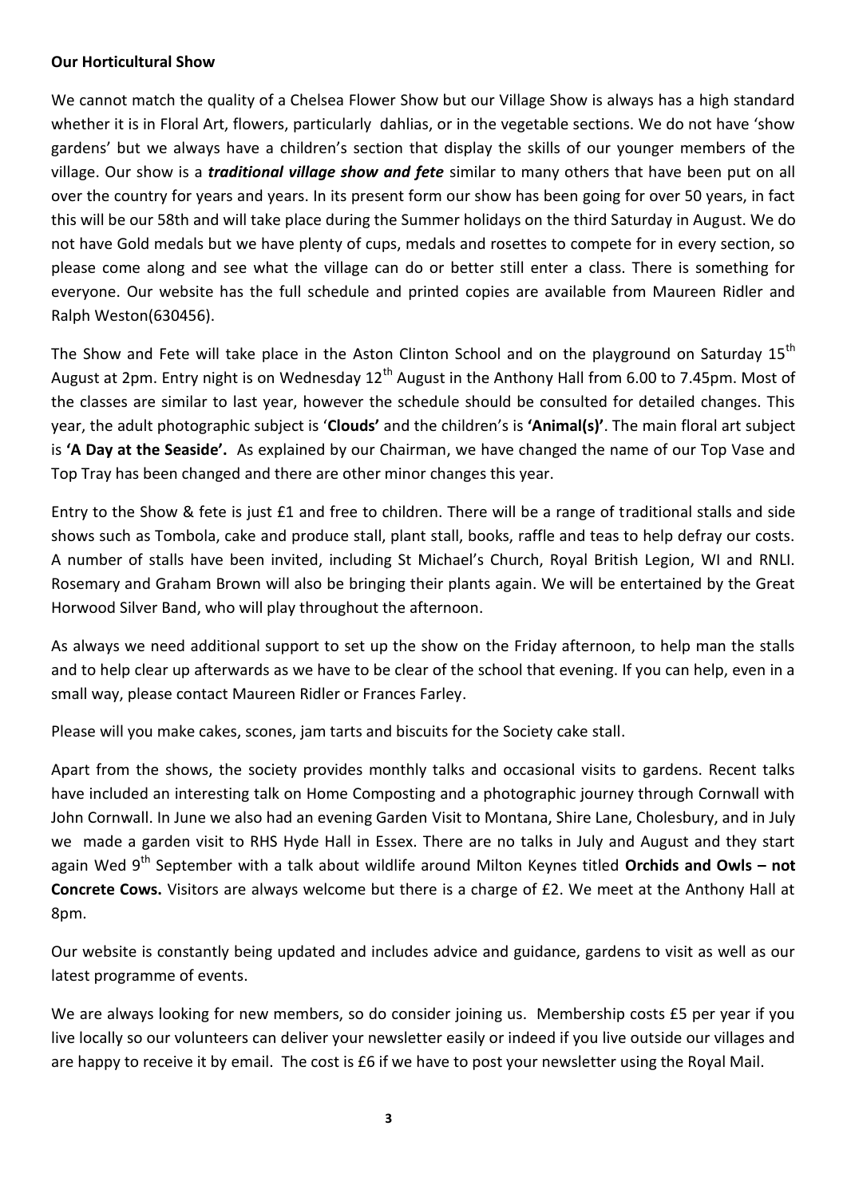**Our Horticultural Show**

We cannot match the quality of a Chelsea Flower Show but our Village Show is always has a high standard whether it is in Floral Art, flowers, particularly dahlias, or in the vegetable sections. We do not have 'show gardens' but we always have a children's section that display the skills of our younger members of the village. Our show is a ***traditional village show and fete*** similar to many others that have been put on all over the country for years and years. In its present form our show has been going for over 50 years, in fact this will be our 58th and will take place during the Summer holidays on the third Saturday in August. We do not have Gold medals but we have plenty of cups, medals and rosettes to compete for in every section, so please come along and see what the village can do or better still enter a class. There is something for everyone. Our website has the full schedule and printed copies are available from Maureen Ridler and Ralph Weston(630456).

The Show and Fete will take place in the Aston Clinton School and on the playground on Saturday 15th August at 2pm. Entry night is on Wednesday 12th August in the Anthony Hall from 6.00 to 7.45pm. Most of the classes are similar to last year, however the schedule should be consulted for detailed changes. This year, the adult photographic subject is '**Clouds'** and the children's is **'Animal(s)'**. The main floral art subject is **'A Day at the Seaside'.** As explained by our Chairman, we have changed the name of our Top Vase and Top Tray has been changed and there are other minor changes this year.

Entry to the Show & fete is just £1 and free to children. There will be a range of traditional stalls and side shows such as Tombola, cake and produce stall, plant stall, books, raffle and teas to help defray our costs. A number of stalls have been invited, including St Michael's Church, Royal British Legion, WI and RNLI. Rosemary and Graham Brown will also be bringing their plants again. We will be entertained by the Great Horwood Silver Band, who will play throughout the afternoon.

As always we need additional support to set up the show on the Friday afternoon, to help man the stalls and to help clear up afterwards as we have to be clear of the school that evening. If you can help, even in a small way, please contact Maureen Ridler or Frances Farley.

Please will you make cakes, scones, jam tarts and biscuits for the Society cake stall.

Apart from the shows, the society provides monthly talks and occasional visits to gardens. Recent talks have included an interesting talk on Home Composting and a photographic journey through Cornwall with John Cornwall. In June we also had an evening Garden Visit to Montana, Shire Lane, Cholesbury, and in July we made a garden visit to RHS Hyde Hall in Essex. There are no talks in July and August and they start again Wed 9th September with a talk about wildlife around Milton Keynes titled **Orchids and Owls – not Concrete Cows.** Visitors are always welcome but there is a charge of £2. We meet at the Anthony Hall at 8pm.

Our website is constantly being updated and includes advice and guidance, gardens to visit as well as our latest programme of events.

We are always looking for new members, so do consider joining us. Membership costs £5 per year if you live locally so our volunteers can deliver your newsletter easily or indeed if you live outside our villages and are happy to receive it by email. The cost is £6 if we have to post your newsletter using the Royal Mail.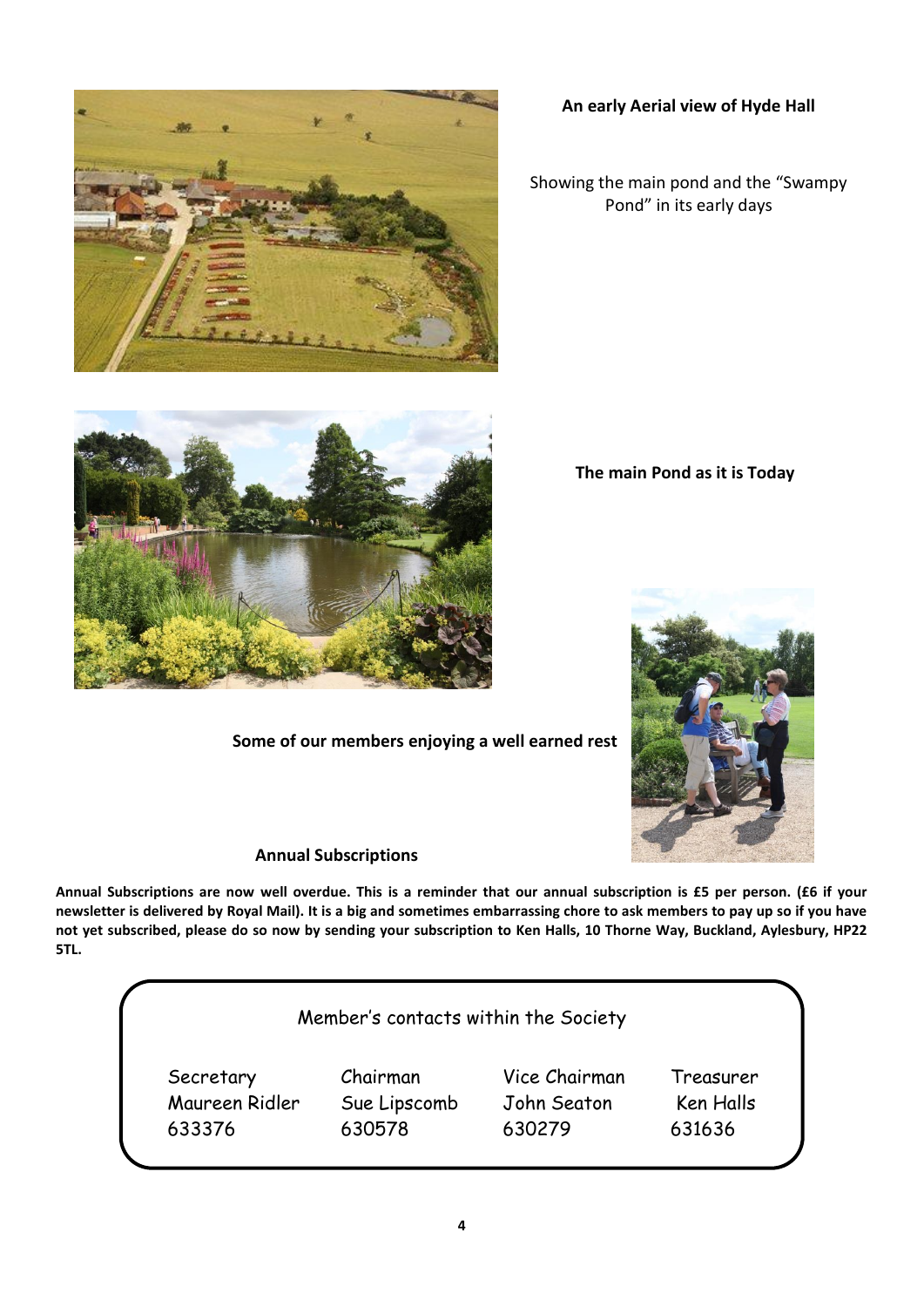**An early Aerial view of Hyde Hall**

Showing the main pond and the "Swampy Pond" in its early days

**The main Pond as it is Today**

**Some of our members enjoying a well earned rest**

### Annual Subscriptions

**Annual Subscriptions are now well overdue. This is a reminder that our annual subscription is £5 per person. (£6 if your newsletter is delivered by Royal Mail). It is a big and sometimes embarrassing chore to ask members to pay up so if you have not yet subscribed, please do so now by sending your subscription to Ken Halls, 10 Thorne Way, Buckland, Aylesbury, HP22 5TL.**

Member's contacts within the Society

| Secretary | Chairman | Vice Chairman | Treasurer |
|---|---|---|---|
| Maureen Ridler | Sue Lipscomb | John Seaton | Ken Halls |
| 633376 | 630578 | 630279 | 631636 |